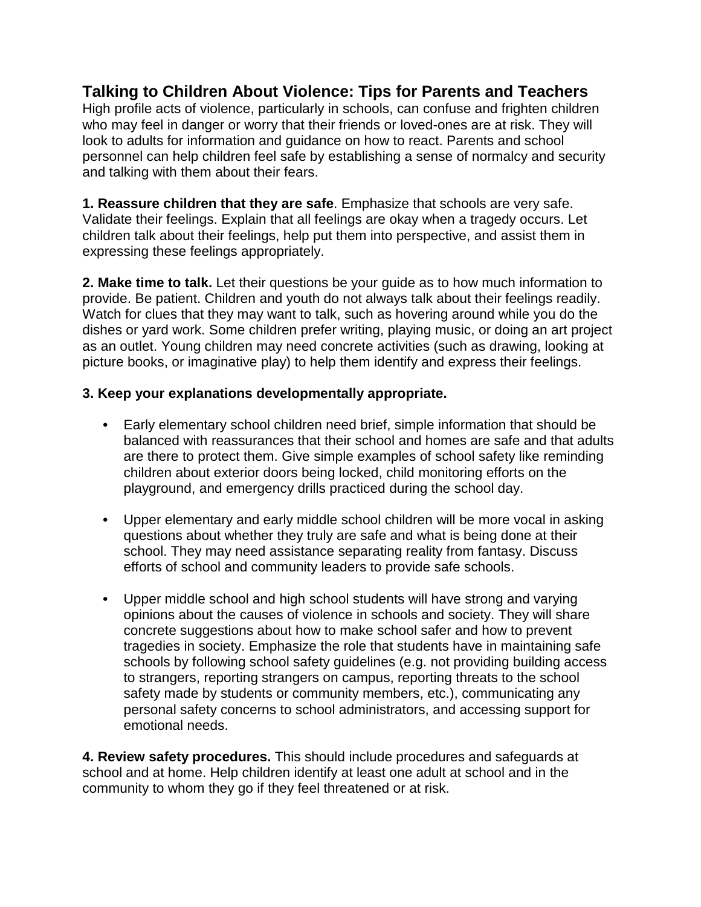# Talking to Children About Violence: Tips for Parents and Teachers

High profile acts of violence, particularly in schools, can confuse and frighten children who may feel in danger or worry that their friends or loved-ones are at risk. They will look to adults for information and guidance on how to react. Parents and school personnel can help children feel safe by establishing a sense of normalcy and security and talking with them about their fears.

**1. Reassure children that they are safe**. Emphasize that schools are very safe. Validate their feelings. Explain that all feelings are okay when a tragedy occurs. Let children talk about their feelings, help put them into perspective, and assist them in expressing these feelings appropriately.

**2. Make time to talk.** Let their questions be your guide as to how much information to provide. Be patient. Children and youth do not always talk about their feelings readily. Watch for clues that they may want to talk, such as hovering around while you do the dishes or yard work. Some children prefer writing, playing music, or doing an art project as an outlet. Young children may need concrete activities (such as drawing, looking at picture books, or imaginative play) to help them identify and express their feelings.

**3. Keep your explanations developmentally appropriate.**

- Early elementary school children need brief, simple information that should be balanced with reassurances that their school and homes are safe and that adults are there to protect them. Give simple examples of school safety like reminding children about exterior doors being locked, child monitoring efforts on the playground, and emergency drills practiced during the school day.

- Upper elementary and early middle school children will be more vocal in asking questions about whether they truly are safe and what is being done at their school. They may need assistance separating reality from fantasy. Discuss efforts of school and community leaders to provide safe schools.

- Upper middle school and high school students will have strong and varying opinions about the causes of violence in schools and society. They will share concrete suggestions about how to make school safer and how to prevent tragedies in society. Emphasize the role that students have in maintaining safe schools by following school safety guidelines (e.g. not providing building access to strangers, reporting strangers on campus, reporting threats to the school safety made by students or community members, etc.), communicating any personal safety concerns to school administrators, and accessing support for emotional needs.

**4. Review safety procedures.** This should include procedures and safeguards at school and at home. Help children identify at least one adult at school and in the community to whom they go if they feel threatened or at risk.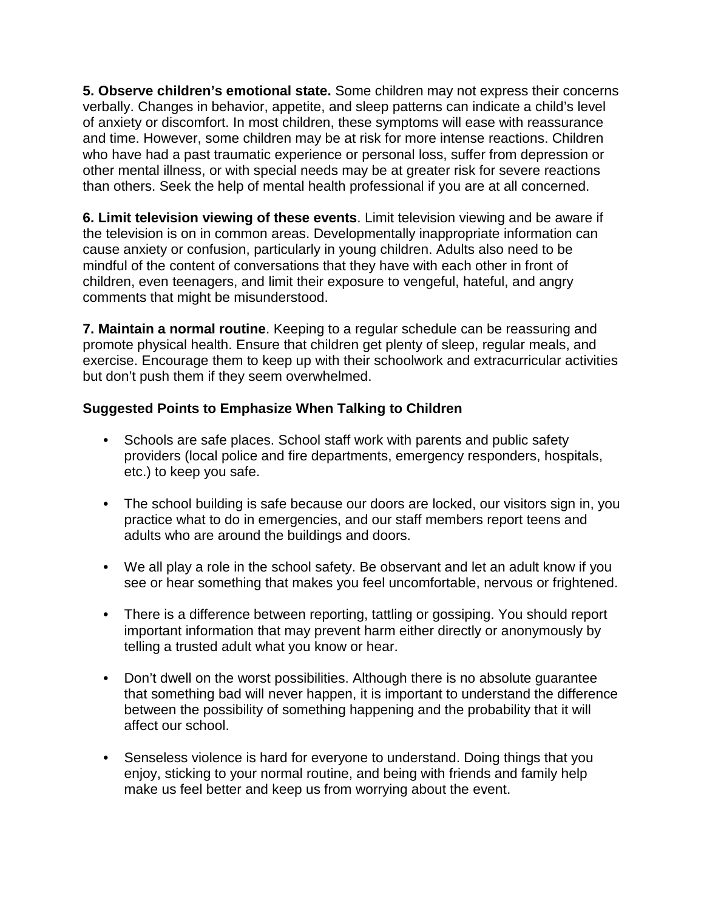**5. Observe children's emotional state.** Some children may not express their concerns verbally. Changes in behavior, appetite, and sleep patterns can indicate a child's level of anxiety or discomfort. In most children, these symptoms will ease with reassurance and time. However, some children may be at risk for more intense reactions. Children who have had a past traumatic experience or personal loss, suffer from depression or other mental illness, or with special needs may be at greater risk for severe reactions than others. Seek the help of mental health professional if you are at all concerned.

**6. Limit television viewing of these events**. Limit television viewing and be aware if the television is on in common areas. Developmentally inappropriate information can cause anxiety or confusion, particularly in young children. Adults also need to be mindful of the content of conversations that they have with each other in front of children, even teenagers, and limit their exposure to vengeful, hateful, and angry comments that might be misunderstood.

**7. Maintain a normal routine**. Keeping to a regular schedule can be reassuring and promote physical health. Ensure that children get plenty of sleep, regular meals, and exercise. Encourage them to keep up with their schoolwork and extracurricular activities but don't push them if they seem overwhelmed.

**Suggested Points to Emphasize When Talking to Children**

- Schools are safe places. School staff work with parents and public safety providers (local police and fire departments, emergency responders, hospitals, etc.) to keep you safe.
- The school building is safe because our doors are locked, our visitors sign in, you practice what to do in emergencies, and our staff members report teens and adults who are around the buildings and doors.
- We all play a role in the school safety. Be observant and let an adult know if you see or hear something that makes you feel uncomfortable, nervous or frightened.
- There is a difference between reporting, tattling or gossiping. You should report important information that may prevent harm either directly or anonymously by telling a trusted adult what you know or hear.
- Don't dwell on the worst possibilities. Although there is no absolute guarantee that something bad will never happen, it is important to understand the difference between the possibility of something happening and the probability that it will affect our school.
- Senseless violence is hard for everyone to understand. Doing things that you enjoy, sticking to your normal routine, and being with friends and family help make us feel better and keep us from worrying about the event.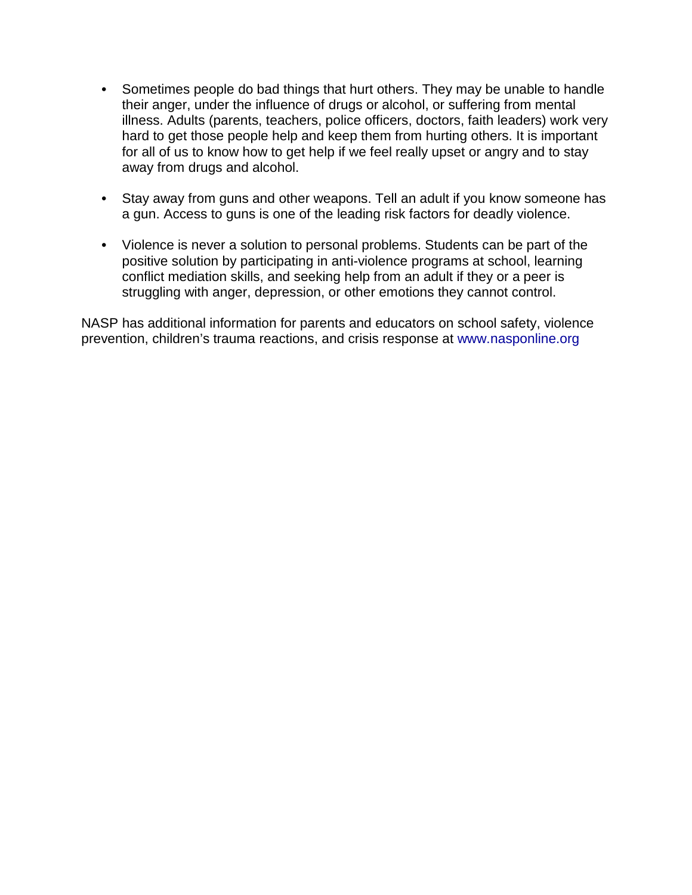- Sometimes people do bad things that hurt others. They may be unable to handle their anger, under the influence of drugs or alcohol, or suffering from mental illness. Adults (parents, teachers, police officers, doctors, faith leaders) work very hard to get those people help and keep them from hurting others. It is important for all of us to know how to get help if we feel really upset or angry and to stay away from drugs and alcohol.

- Stay away from guns and other weapons. Tell an adult if you know someone has a gun. Access to guns is one of the leading risk factors for deadly violence.

- Violence is never a solution to personal problems. Students can be part of the positive solution by participating in anti-violence programs at school, learning conflict mediation skills, and seeking help from an adult if they or a peer is struggling with anger, depression, or other emotions they cannot control.

NASP has additional information for parents and educators on school safety, violence prevention, children's trauma reactions, and crisis response at www.nasponline.org